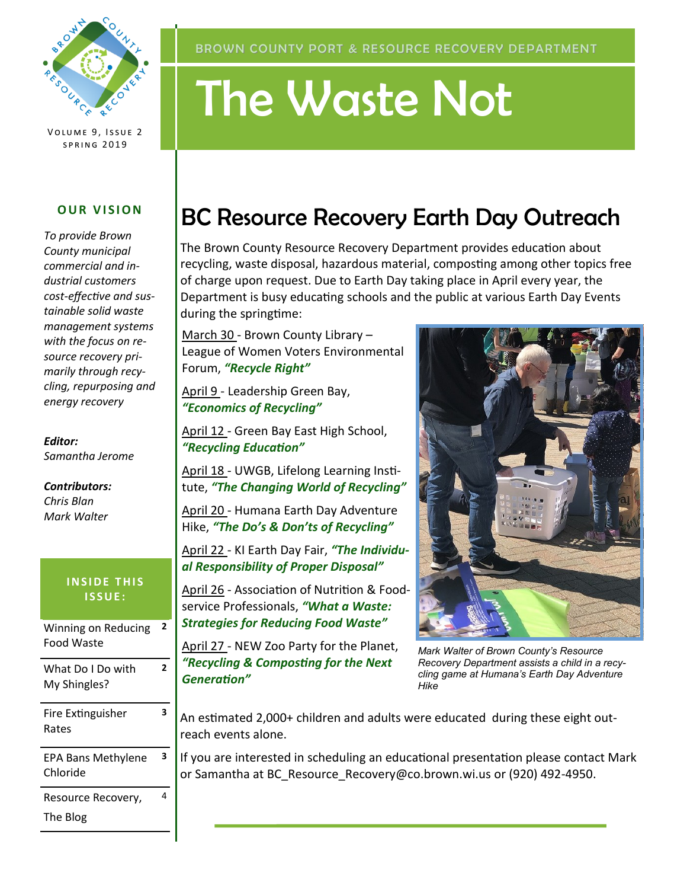BROWN COUNTY PORT & RESOURCE RECOVERY DEPARTMENT

# The Waste Not

VOLUME 9, ISSUE 2
SPRING 2019

**OUR VISION**

*To provide Brown County municipal commercial and industrial customers cost-effective and sustainable solid waste management systems with the focus on resource recovery primarily through recycling, repurposing and energy recovery*

***Editor:***
*Samantha Jerome*

***Contributors:***
*Chris Blan*
*Mark Walter*

**INSIDE THIS ISSUE:**

| | |
|---|---|
| Winning on Reducing Food Waste | 2 |
| What Do I Do with My Shingles? | 2 |
| Fire Extinguisher Rates | 3 |
| EPA Bans Methylene Chloride | 3 |
| Resource Recovery, The Blog | 4 |

## BC Resource Recovery Earth Day Outreach

The Brown County Resource Recovery Department provides education about recycling, waste disposal, hazardous material, composting among other topics free of charge upon request. Due to Earth Day taking place in April every year, the Department is busy educating schools and the public at various Earth Day Events during the springtime:

March 30 - Brown County Library – League of Women Voters Environmental Forum, ***"Recycle Right"***

April 9 - Leadership Green Bay, ***"Economics of Recycling"***

April 12 - Green Bay East High School, ***"Recycling Education"***

April 18 - UWGB, Lifelong Learning Institute, ***"The Changing World of Recycling"***

April 20 - Humana Earth Day Adventure Hike, ***"The Do's & Don'ts of Recycling"***

April 22 - KI Earth Day Fair, ***"The Individual Responsibility of Proper Disposal"***

April 26 - Association of Nutrition & Foodservice Professionals, ***"What a Waste: Strategies for Reducing Food Waste"***

April 27 - NEW Zoo Party for the Planet, ***"Recycling & Composting for the Next Generation"***

*Mark Walter of Brown County's Resource Recovery Department assists a child in a recycling game at Humana's Earth Day Adventure Hike*

An estimated 2,000+ children and adults were educated during these eight outreach events alone.

If you are interested in scheduling an educational presentation please contact Mark or Samantha at BC_Resource_Recovery@co.brown.wi.us or (920) 492-4950.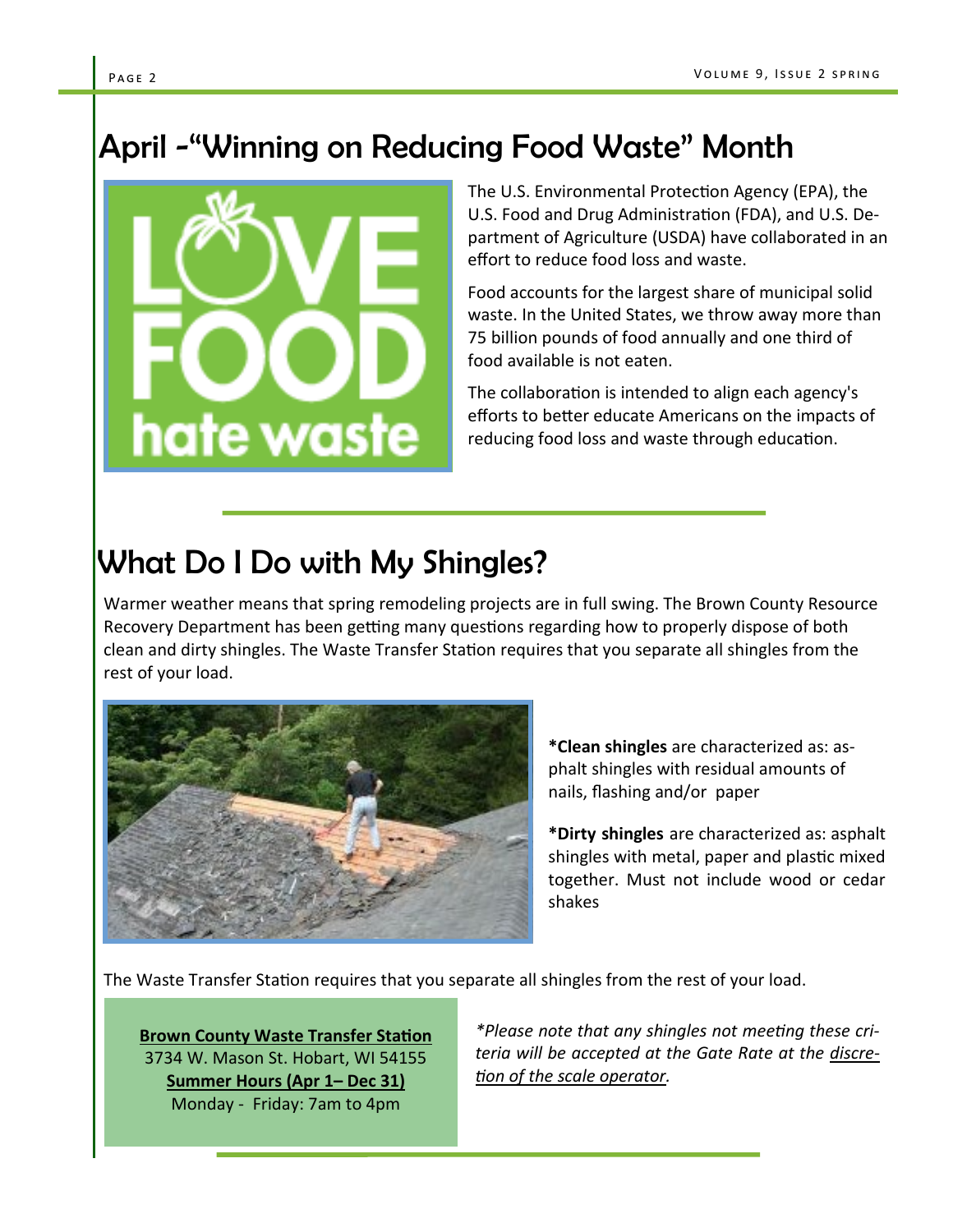# April -"Winning on Reducing Food Waste" Month

The U.S. Environmental Protection Agency (EPA), the U.S. Food and Drug Administration (FDA), and U.S. Department of Agriculture (USDA) have collaborated in an effort to reduce food loss and waste.

Food accounts for the largest share of municipal solid waste. In the United States, we throw away more than 75 billion pounds of food annually and one third of food available is not eaten.

The collaboration is intended to align each agency's efforts to better educate Americans on the impacts of reducing food loss and waste through education.

# What Do I Do with My Shingles?

Warmer weather means that spring remodeling projects are in full swing. The Brown County Resource Recovery Department has been getting many questions regarding how to properly dispose of both clean and dirty shingles. The Waste Transfer Station requires that you separate all shingles from the rest of your load.

***Clean shingles** are characterized as: asphalt shingles with residual amounts of nails, flashing and/or paper

***Dirty shingles** are characterized as: asphalt shingles with metal, paper and plastic mixed together. Must not include wood or cedar shakes

The Waste Transfer Station requires that you separate all shingles from the rest of your load.

**Brown County Waste Transfer Station**
3734 W. Mason St. Hobart, WI 54155
**Summer Hours (Apr 1– Dec 31)**
Monday - Friday: 7am to 4pm

*\*Please note that any shingles not meeting these criteria will be accepted at the Gate Rate at the discretion of the scale operator.*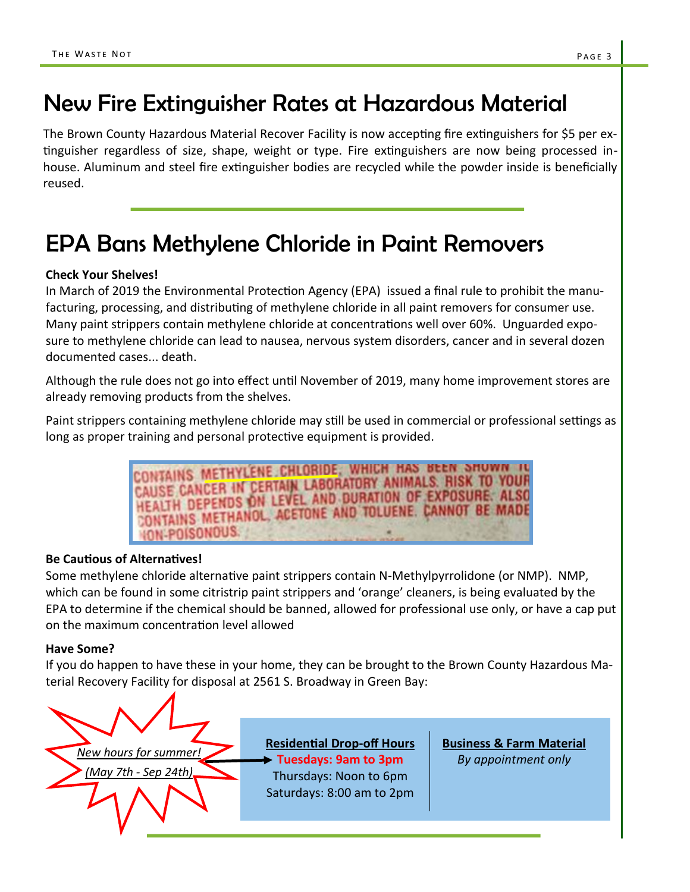# New Fire Extinguisher Rates at Hazardous Material

The Brown County Hazardous Material Recover Facility is now accepting fire extinguishers for $5 per extinguisher regardless of size, shape, weight or type. Fire extinguishers are now being processed in-house. Aluminum and steel fire extinguisher bodies are recycled while the powder inside is beneficially reused.

# EPA Bans Methylene Chloride in Paint Removers

**Check Your Shelves!**

In March of 2019 the Environmental Protection Agency (EPA) issued a final rule to prohibit the manufacturing, processing, and distributing of methylene chloride in all paint removers for consumer use. Many paint strippers contain methylene chloride at concentrations well over 60%. Unguarded exposure to methylene chloride can lead to nausea, nervous system disorders, cancer and in several dozen documented cases... death.

Although the rule does not go into effect until November of 2019, many home improvement stores are already removing products from the shelves.

Paint strippers containing methylene chloride may still be used in commercial or professional settings as long as proper training and personal protective equipment is provided.

CONTAINS METHYLENE CHLORIDE, WHICH HAS BEEN SHOWN TO CAUSE CANCER IN CERTAIN LABORATORY ANIMALS. RISK TO YOUR HEALTH DEPENDS ON LEVEL AND DURATION OF EXPOSURE. ALSO CONTAINS METHANOL, ACETONE AND TOLUENE. CANNOT BE MADE NON-POISONOUS.

**Be Cautious of Alternatives!**

Some methylene chloride alternative paint strippers contain N-Methylpyrrolidone (or NMP). NMP, which can be found in some citristrip paint strippers and 'orange' cleaners, is being evaluated by the EPA to determine if the chemical should be banned, allowed for professional use only, or have a cap put on the maximum concentration level allowed

**Have Some?**

If you do happen to have these in your home, they can be brought to the Brown County Hazardous Material Recovery Facility for disposal at 2561 S. Broadway in Green Bay:

*New hours for summer!*
*(May 7th - Sep 24th)*

**Residential Drop-off Hours**
**Tuesdays: 9am to 3pm**
Thursdays: Noon to 6pm
Saturdays: 8:00 am to 2pm

**Business & Farm Material**
*By appointment only*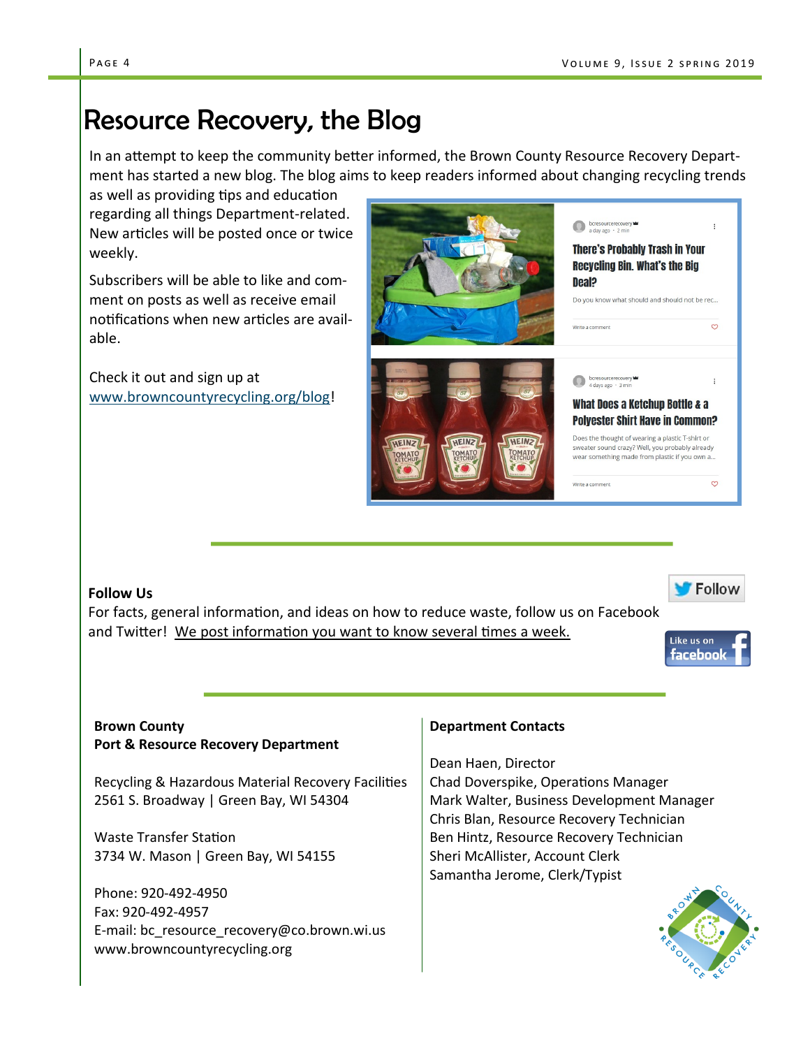# Resource Recovery, the Blog

In an attempt to keep the community better informed, the Brown County Resource Recovery Department has started a new blog. The blog aims to keep readers informed about changing recycling trends as well as providing tips and education regarding all things Department-related. New articles will be posted once or twice weekly.

Subscribers will be able to like and comment on posts as well as receive email notifications when new articles are available.

Check it out and sign up at www.browncountyrecycling.org/blog!

**Follow Us**

For facts, general information, and ideas on how to reduce waste, follow us on Facebook and Twitter! We post information you want to know several times a week.

**Brown County**
**Port & Resource Recovery Department**

Recycling & Hazardous Material Recovery Facilities
2561 S. Broadway | Green Bay, WI 54304

Waste Transfer Station
3734 W. Mason | Green Bay, WI 54155

Phone: 920-492-4950
Fax: 920-492-4957
E-mail: bc_resource_recovery@co.brown.wi.us
www.browncountyrecycling.org

**Department Contacts**

Dean Haen, Director
Chad Doverspike, Operations Manager
Mark Walter, Business Development Manager
Chris Blan, Resource Recovery Technician
Ben Hintz, Resource Recovery Technician
Sheri McAllister, Account Clerk
Samantha Jerome, Clerk/Typist